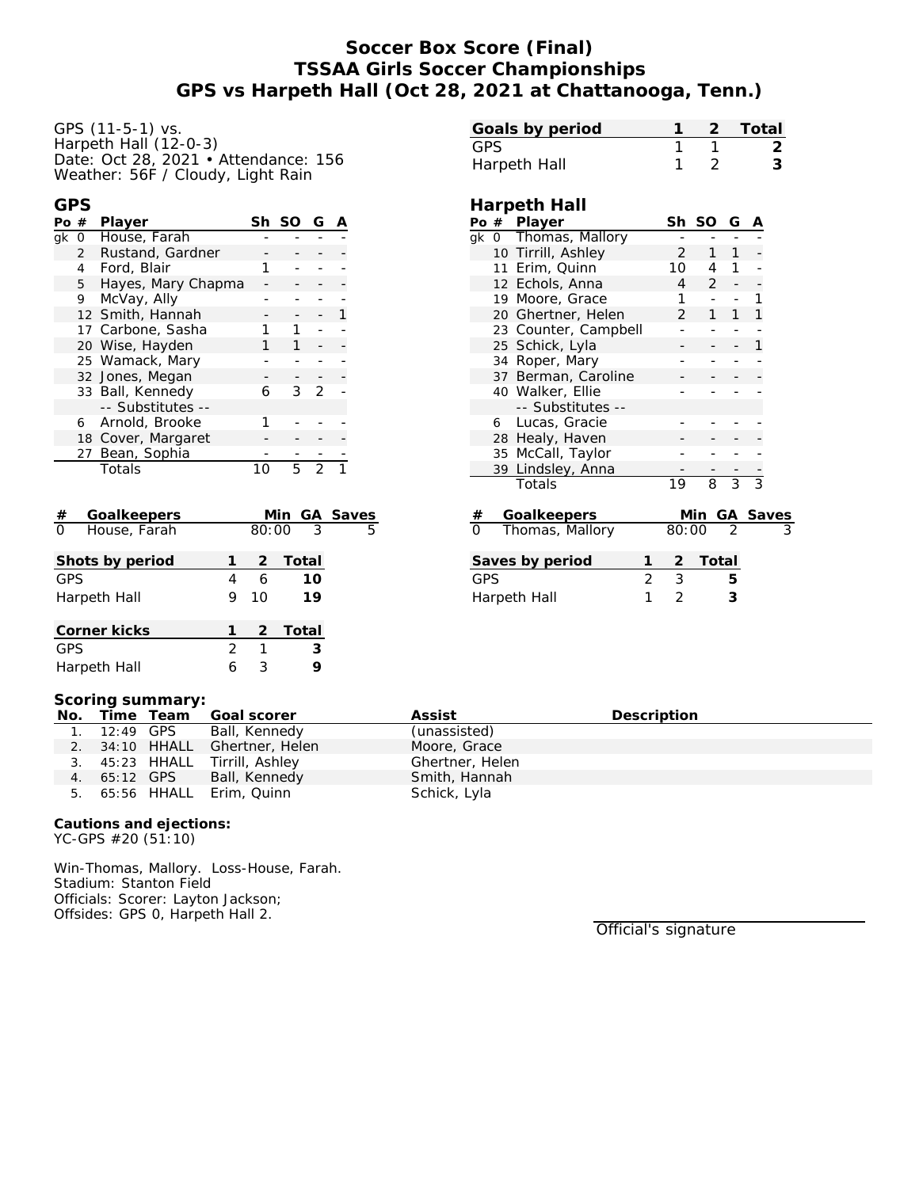# Soccer Box Score (Final)
# TSSAA Girls Soccer Championships
# GPS vs Harpeth Hall (Oct 28, 2021 at Chattanooga, Tenn.)

GPS (11-5-1) vs.
Harpeth Hall (12-0-3)
Date: Oct 28, 2021 • Attendance: 156
Weather: 56F / Cloudy, Light Rain

| Goals by period | 1 | 2 | Total |
|---|---|---|---|
| GPS | 1 | 1 | 2 |
| Harpeth Hall | 1 | 2 | 3 |

## GPS

| Po | # | Player | Sh | SO | G | A |
|---|---|---|---|---|---|---|
| gk | 0 | House, Farah | - | - | - | - |
| | 2 | Rustand, Gardner | - | - | - | - |
| | 4 | Ford, Blair | 1 | - | - | - |
| | 5 | Hayes, Mary Chapma | - | - | - | - |
| | 9 | McVay, Ally | - | - | - | - |
| | 12 | Smith, Hannah | - | - | - | 1 |
| | 17 | Carbone, Sasha | 1 | 1 | - | - |
| | 20 | Wise, Hayden | 1 | 1 | - | - |
| | 25 | Wamack, Mary | - | - | - | - |
| | 32 | Jones, Megan | - | - | - | - |
| | 33 | Ball, Kennedy | 6 | 3 | 2 | - |
| | | -- Substitutes -- | | | | |
| | 6 | Arnold, Brooke | 1 | - | - | - |
| | 18 | Cover, Margaret | - | - | - | - |
| | 27 | Bean, Sophia | - | - | - | - |
| | | Totals | 10 | 5 | 2 | 1 |

| # | Goalkeepers | Min | GA | Saves |
|---|---|---|---|---|
| 0 | House, Farah | 80:00 | 3 | 5 |

| Shots by period | 1 | 2 | Total |
|---|---|---|---|
| GPS | 4 | 6 | 10 |
| Harpeth Hall | 9 | 10 | 19 |

| Corner kicks | 1 | 2 | Total |
|---|---|---|---|
| GPS | 2 | 1 | 3 |
| Harpeth Hall | 6 | 3 | 9 |

## Harpeth Hall

| Po | # | Player | Sh | SO | G | A |
|---|---|---|---|---|---|---|
| gk | 0 | Thomas, Mallory | - | - | - | - |
| | 10 | Tirrill, Ashley | 2 | 1 | 1 | - |
| | 11 | Erim, Quinn | 10 | 4 | 1 | - |
| | 12 | Echols, Anna | 4 | 2 | - | - |
| | 19 | Moore, Grace | 1 | - | - | 1 |
| | 20 | Ghertner, Helen | 2 | 1 | 1 | 1 |
| | 23 | Counter, Campbell | - | - | - | - |
| | 25 | Schick, Lyla | - | - | - | 1 |
| | 34 | Roper, Mary | - | - | - | - |
| | 37 | Berman, Caroline | - | - | - | - |
| | 40 | Walker, Ellie | - | - | - | - |
| | | -- Substitutes -- | | | | |
| | 6 | Lucas, Gracie | - | - | - | - |
| | 28 | Healy, Haven | - | - | - | - |
| | 35 | McCall, Taylor | - | - | - | - |
| | 39 | Lindsley, Anna | - | - | - | - |
| | | Totals | 19 | 8 | 3 | 3 |

| # | Goalkeepers | Min | GA | Saves |
|---|---|---|---|---|
| 0 | Thomas, Mallory | 80:00 | 2 | 3 |

| Saves by period | 1 | 2 | Total |
|---|---|---|---|
| GPS | 2 | 3 | 5 |
| Harpeth Hall | 1 | 2 | 3 |

### Scoring summary:

| No. | Time | Team | Goal scorer | Assist | Description |
|---|---|---|---|---|---|
| 1. | 12:49 | GPS | Ball, Kennedy | (unassisted) | |
| 2. | 34:10 | HHALL | Ghertner, Helen | Moore, Grace | |
| 3. | 45:23 | HHALL | Tirrill, Ashley | Ghertner, Helen | |
| 4. | 65:12 | GPS | Ball, Kennedy | Smith, Hannah | |
| 5. | 65:56 | HHALL | Erim, Quinn | Schick, Lyla | |

**Cautions and ejections:**
YC-GPS #20 (51:10)

Win-Thomas, Mallory. Loss-House, Farah.
Stadium: Stanton Field
Officials: Scorer: Layton Jackson;
Offsides: GPS 0, Harpeth Hall 2.

Official's signature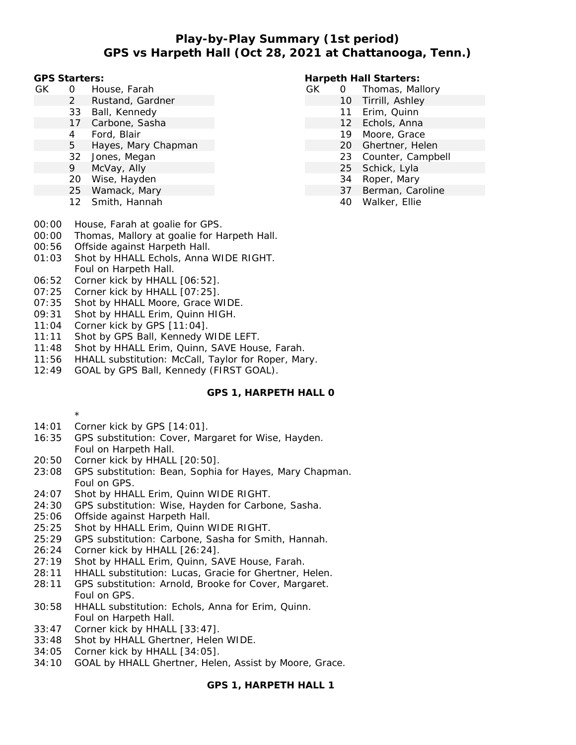# Play-by-Play Summary (1st period)
## GPS vs Harpeth Hall (Oct 28, 2021 at Chattanooga, Tenn.)

**GPS Starters:**

| | # | Name |
|---|---|---|
| GK | 0 | House, Farah |
| | 2 | Rustand, Gardner |
| | 33 | Ball, Kennedy |
| | 17 | Carbone, Sasha |
| | 4 | Ford, Blair |
| | 5 | Hayes, Mary Chapman |
| | 32 | Jones, Megan |
| | 9 | McVay, Ally |
| | 20 | Wise, Hayden |
| | 25 | Wamack, Mary |
| | 12 | Smith, Hannah |

**Harpeth Hall Starters:**

| | # | Name |
|---|---|---|
| GK | 0 | Thomas, Mallory |
| | 10 | Tirrill, Ashley |
| | 11 | Erim, Quinn |
| | 12 | Echols, Anna |
| | 19 | Moore, Grace |
| | 20 | Ghertner, Helen |
| | 23 | Counter, Campbell |
| | 25 | Schick, Lyla |
| | 34 | Roper, Mary |
| | 37 | Berman, Caroline |
| | 40 | Walker, Ellie |

00:00 House, Farah at goalie for GPS.
00:00 Thomas, Mallory at goalie for Harpeth Hall.
00:56 Offside against Harpeth Hall.
01:03 Shot by HHALL Echols, Anna WIDE RIGHT.
Foul on Harpeth Hall.
06:52 Corner kick by HHALL [06:52].
07:25 Corner kick by HHALL [07:25].
07:35 Shot by HHALL Moore, Grace WIDE.
09:31 Shot by HHALL Erim, Quinn HIGH.
11:04 Corner kick by GPS [11:04].
11:11 Shot by GPS Ball, Kennedy WIDE LEFT.
11:48 Shot by HHALL Erim, Quinn, SAVE House, Farah.
11:56 HHALL substitution: McCall, Taylor for Roper, Mary.
12:49 GOAL by GPS Ball, Kennedy (FIRST GOAL).

**GPS 1, HARPETH HALL 0**

*

14:01 Corner kick by GPS [14:01].
16:35 GPS substitution: Cover, Margaret for Wise, Hayden.
Foul on Harpeth Hall.
20:50 Corner kick by HHALL [20:50].
23:08 GPS substitution: Bean, Sophia for Hayes, Mary Chapman.
Foul on GPS.
24:07 Shot by HHALL Erim, Quinn WIDE RIGHT.
24:30 GPS substitution: Wise, Hayden for Carbone, Sasha.
25:06 Offside against Harpeth Hall.
25:25 Shot by HHALL Erim, Quinn WIDE RIGHT.
25:29 GPS substitution: Carbone, Sasha for Smith, Hannah.
26:24 Corner kick by HHALL [26:24].
27:19 Shot by HHALL Erim, Quinn, SAVE House, Farah.
28:11 HHALL substitution: Lucas, Gracie for Ghertner, Helen.
28:11 GPS substitution: Arnold, Brooke for Cover, Margaret.
Foul on GPS.
30:58 HHALL substitution: Echols, Anna for Erim, Quinn.
Foul on Harpeth Hall.
33:47 Corner kick by HHALL [33:47].
33:48 Shot by HHALL Ghertner, Helen WIDE.
34:05 Corner kick by HHALL [34:05].
34:10 GOAL by HHALL Ghertner, Helen, Assist by Moore, Grace.

**GPS 1, HARPETH HALL 1**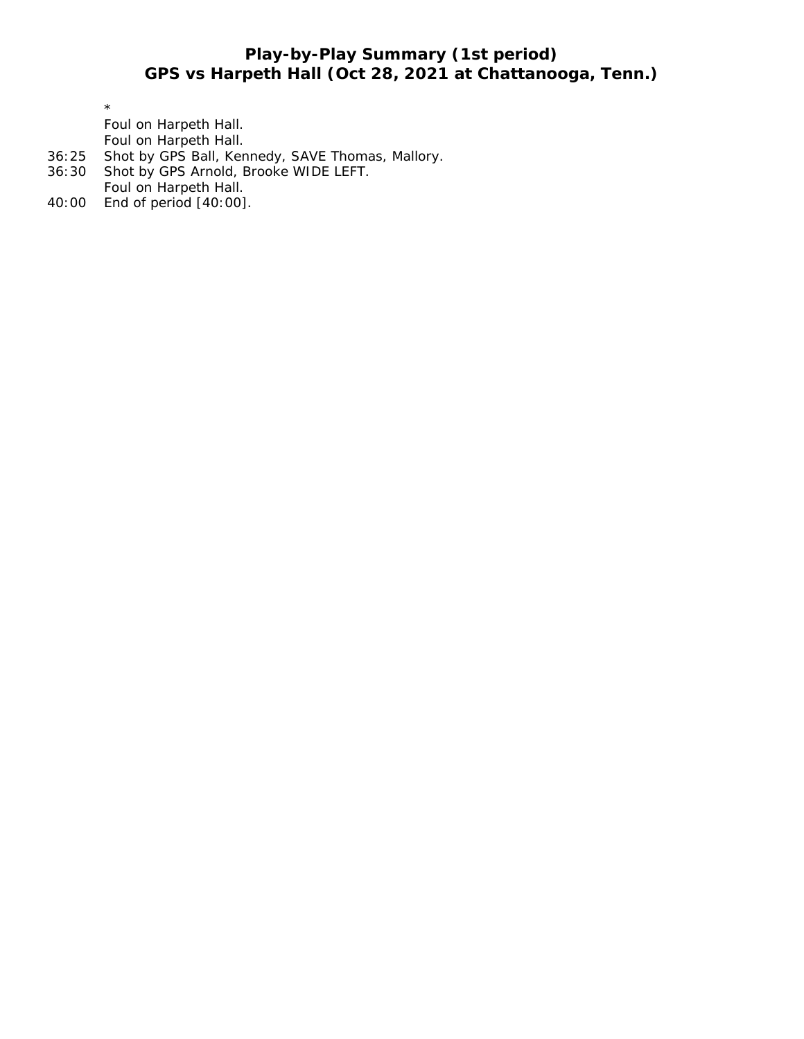**Play-by-Play Summary (1st period)**
**GPS vs Harpeth Hall (Oct 28, 2021 at Chattanooga, Tenn.)**

| Time | Play |
| --- | --- |
| | * |
| | Foul on Harpeth Hall. |
| | Foul on Harpeth Hall. |
| 36:25 | Shot by GPS Ball, Kennedy, SAVE Thomas, Mallory. |
| 36:30 | Shot by GPS Arnold, Brooke WIDE LEFT. |
| | Foul on Harpeth Hall. |
| 40:00 | End of period [40:00]. |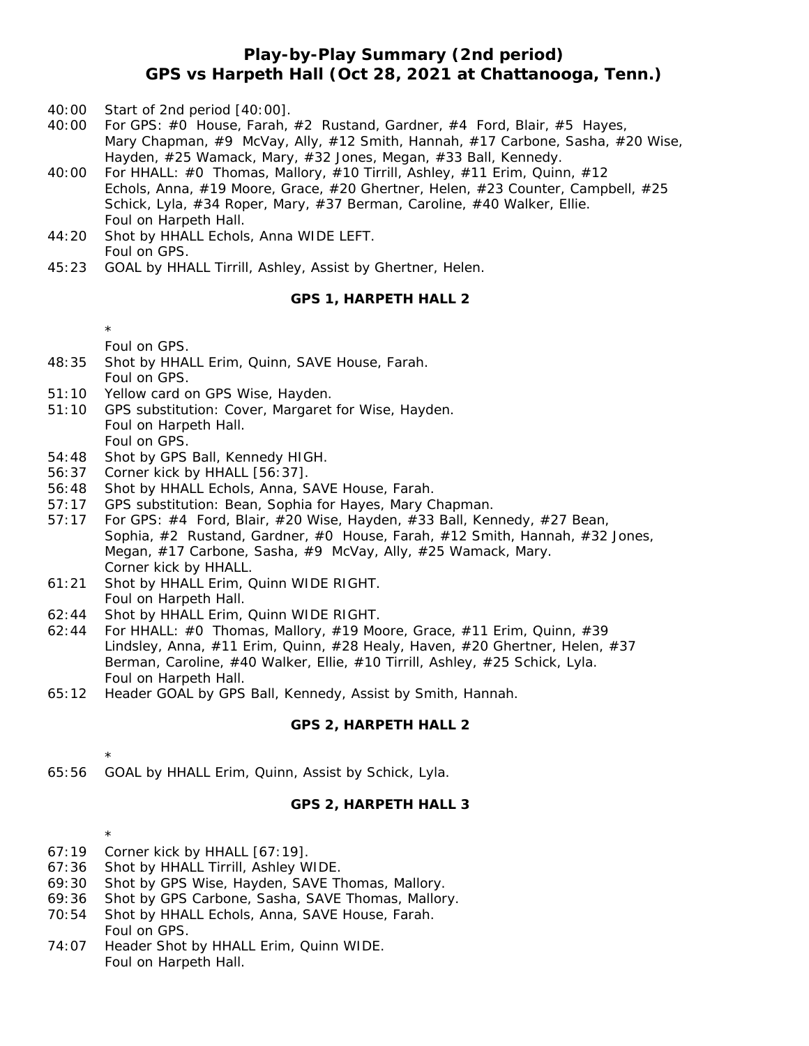# Play-by-Play Summary (2nd period)
## GPS vs Harpeth Hall (Oct 28, 2021 at Chattanooga, Tenn.)

40:00 Start of 2nd period [40:00].
40:00 For GPS: #0 House, Farah, #2 Rustand, Gardner, #4 Ford, Blair, #5 Hayes, Mary Chapman, #9 McVay, Ally, #12 Smith, Hannah, #17 Carbone, Sasha, #20 Wise, Hayden, #25 Wamack, Mary, #32 Jones, Megan, #33 Ball, Kennedy.
40:00 For HHALL: #0 Thomas, Mallory, #10 Tirrill, Ashley, #11 Erim, Quinn, #12 Echols, Anna, #19 Moore, Grace, #20 Ghertner, Helen, #23 Counter, Campbell, #25 Schick, Lyla, #34 Roper, Mary, #37 Berman, Caroline, #40 Walker, Ellie.
Foul on Harpeth Hall.
44:20 Shot by HHALL Echols, Anna WIDE LEFT.
Foul on GPS.
45:23 GOAL by HHALL Tirrill, Ashley, Assist by Ghertner, Helen.

**GPS 1, HARPETH HALL 2**

*
Foul on GPS.
48:35 Shot by HHALL Erim, Quinn, SAVE House, Farah.
Foul on GPS.
51:10 Yellow card on GPS Wise, Hayden.
51:10 GPS substitution: Cover, Margaret for Wise, Hayden.
Foul on Harpeth Hall.
Foul on GPS.
54:48 Shot by GPS Ball, Kennedy HIGH.
56:37 Corner kick by HHALL [56:37].
56:48 Shot by HHALL Echols, Anna, SAVE House, Farah.
57:17 GPS substitution: Bean, Sophia for Hayes, Mary Chapman.
57:17 For GPS: #4 Ford, Blair, #20 Wise, Hayden, #33 Ball, Kennedy, #27 Bean, Sophia, #2 Rustand, Gardner, #0 House, Farah, #12 Smith, Hannah, #32 Jones, Megan, #17 Carbone, Sasha, #9 McVay, Ally, #25 Wamack, Mary.
Corner kick by HHALL.
61:21 Shot by HHALL Erim, Quinn WIDE RIGHT.
Foul on Harpeth Hall.
62:44 Shot by HHALL Erim, Quinn WIDE RIGHT.
62:44 For HHALL: #0 Thomas, Mallory, #19 Moore, Grace, #11 Erim, Quinn, #39 Lindsley, Anna, #11 Erim, Quinn, #28 Healy, Haven, #20 Ghertner, Helen, #37 Berman, Caroline, #40 Walker, Ellie, #10 Tirrill, Ashley, #25 Schick, Lyla.
Foul on Harpeth Hall.
65:12 Header GOAL by GPS Ball, Kennedy, Assist by Smith, Hannah.

**GPS 2, HARPETH HALL 2**

*
65:56 GOAL by HHALL Erim, Quinn, Assist by Schick, Lyla.

**GPS 2, HARPETH HALL 3**

*
67:19 Corner kick by HHALL [67:19].
67:36 Shot by HHALL Tirrill, Ashley WIDE.
69:30 Shot by GPS Wise, Hayden, SAVE Thomas, Mallory.
69:36 Shot by GPS Carbone, Sasha, SAVE Thomas, Mallory.
70:54 Shot by HHALL Echols, Anna, SAVE House, Farah.
Foul on GPS.
74:07 Header Shot by HHALL Erim, Quinn WIDE.
Foul on Harpeth Hall.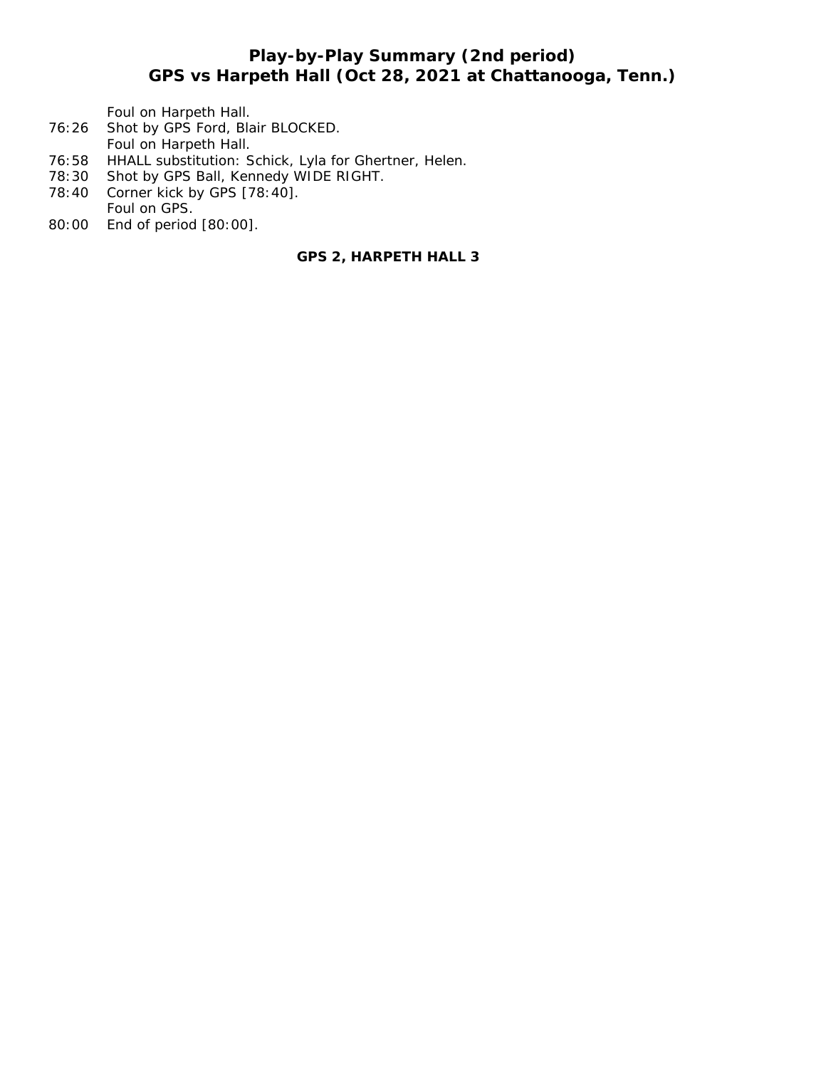## Play-by-Play Summary (2nd period)
## GPS vs Harpeth Hall (Oct 28, 2021 at Chattanooga, Tenn.)

| | |
|---|---|
| | Foul on Harpeth Hall. |
| 76:26 | Shot by GPS Ford, Blair BLOCKED. |
| | Foul on Harpeth Hall. |
| 76:58 | HHALL substitution: Schick, Lyla for Ghertner, Helen. |
| 78:30 | Shot by GPS Ball, Kennedy WIDE RIGHT. |
| 78:40 | Corner kick by GPS [78:40]. |
| | Foul on GPS. |
| 80:00 | End of period [80:00]. |

**GPS 2, HARPETH HALL 3**